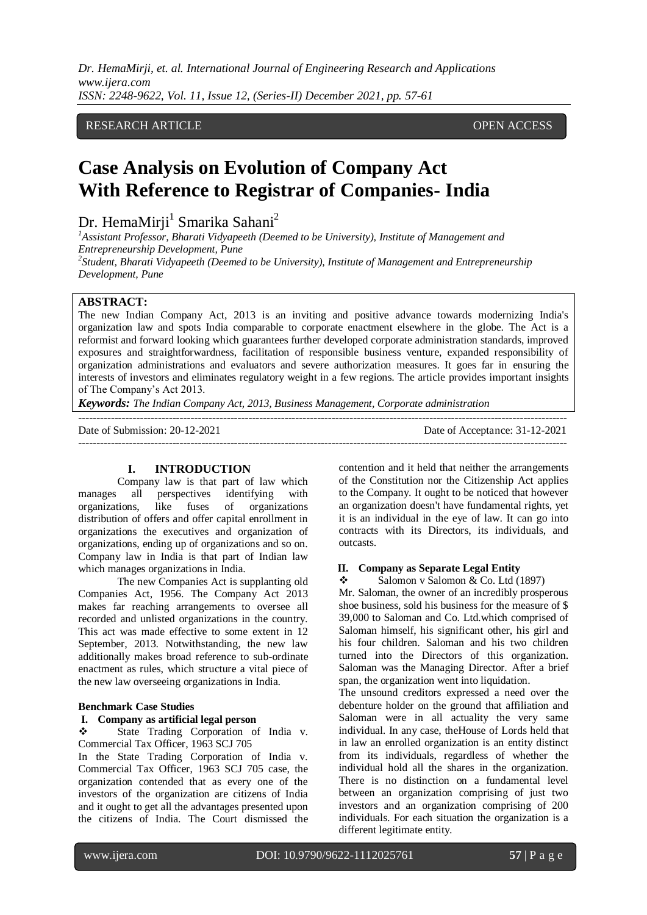RESEARCH ARTICLE OPEN ACCESS

# Case Analysis on Evolution of Company Act With Reference to Registrar of Companies- India

Dr. HemaMirji[1] Smarika Sahani[2]

[1]Assistant Professor, Bharati Vidyapeeth (Deemed to be University), Institute of Management and Entrepreneurship Development, Pune

[2]Student, Bharati Vidyapeeth (Deemed to be University), Institute of Management and Entrepreneurship Development, Pune

**ABSTRACT:**

The new Indian Company Act, 2013 is an inviting and positive advance towards modernizing India's organization law and spots India comparable to corporate enactment elsewhere in the globe. The Act is a reformist and forward looking which guarantees further developed corporate administration standards, improved exposures and straightforwardness, facilitation of responsible business venture, expanded responsibility of organization administrations and evaluators and severe authorization measures. It goes far in ensuring the interests of investors and eliminates regulatory weight in a few regions. The article provides important insights of The Company's Act 2013.

***Keywords:*** *The Indian Company Act, 2013, Business Management, Corporate administration*

---

Date of Submission: 20-12-2021 Date of Acceptance: 31-12-2021

---

## I. INTRODUCTION

Company law is that part of law which manages all perspectives identifying with organizations, like fuses of organizations distribution of offers and offer capital enrollment in organizations the executives and organization of organizations, ending up of organizations and so on. Company law in India is that part of Indian law which manages organizations in India.

The new Companies Act is supplanting old Companies Act, 1956. The Company Act 2013 makes far reaching arrangements to oversee all recorded and unlisted organizations in the country. This act was made effective to some extent in 12 September, 2013. Notwithstanding, the new law additionally makes broad reference to sub-ordinate enactment as rules, which structure a vital piece of the new law overseeing organizations in India.

### Benchmark Case Studies

#### I. Company as artificial legal person

❖ State Trading Corporation of India v. Commercial Tax Officer, 1963 SCJ 705

In the State Trading Corporation of India v. Commercial Tax Officer, 1963 SCJ 705 case, the organization contended that as every one of the investors of the organization are citizens of India and it ought to get all the advantages presented upon the citizens of India. The Court dismissed the contention and it held that neither the arrangements of the Constitution nor the Citizenship Act applies to the Company. It ought to be noticed that however an organization doesn't have fundamental rights, yet it is an individual in the eye of law. It can go into contracts with its Directors, its individuals, and outcasts.

#### II. Company as Separate Legal Entity

❖ Salomon v Salomon & Co. Ltd (1897)

Mr. Saloman, the owner of an incredibly prosperous shoe business, sold his business for the measure of $ 39,000 to Saloman and Co. Ltd.which comprised of Saloman himself, his significant other, his girl and his four children. Saloman and his two children turned into the Directors of this organization. Saloman was the Managing Director. After a brief span, the organization went into liquidation.

The unsound creditors expressed a need over the debenture holder on the ground that affiliation and Saloman were in all actuality the very same individual. In any case, theHouse of Lords held that in law an enrolled organization is an entity distinct from its individuals, regardless of whether the individual hold all the shares in the organization. There is no distinction on a fundamental level between an organization comprising of just two investors and an organization comprising of 200 individuals. For each situation the organization is a different legitimate entity.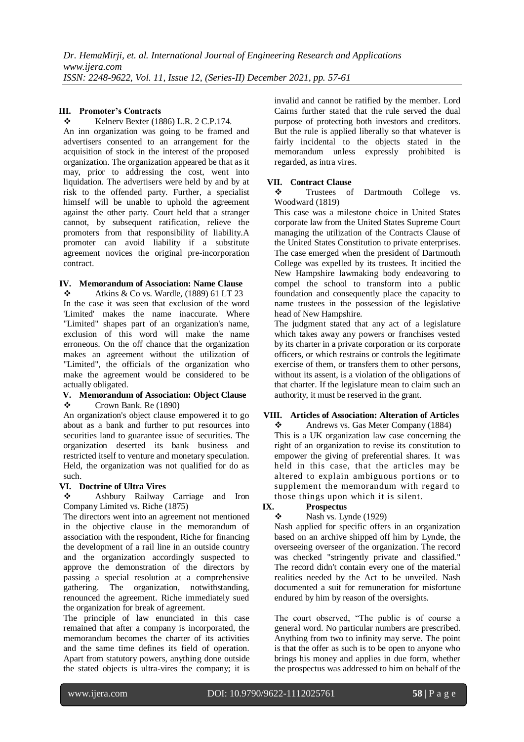## III. Promoter's Contracts

❖ Kelnerv Bexter (1886) L.R. 2 C.P.174.

An inn organization was going to be framed and advertisers consented to an arrangement for the acquisition of stock in the interest of the proposed organization. The organization appeared be that as it may, prior to addressing the cost, went into liquidation. The advertisers were held by and by at risk to the offended party. Further, a specialist himself will be unable to uphold the agreement against the other party. Court held that a stranger cannot, by subsequent ratification, relieve the promoters from that responsibility of liability.A promoter can avoid liability if a substitute agreement novices the original pre-incorporation contract.

## IV. Memorandum of Association: Name Clause

❖ Atkins & Co vs. Wardle, (1889) 61 LT 23

In the case it was seen that exclusion of the word 'Limited' makes the name inaccurate. Where "Limited" shapes part of an organization's name, exclusion of this word will make the name erroneous. On the off chance that the organization makes an agreement without the utilization of "Limited", the officials of the organization who make the agreement would be considered to be actually obligated.

## V. Memorandum of Association: Object Clause

❖ Crown Bank. Re (1890)

An organization's object clause empowered it to go about as a bank and further to put resources into securities land to guarantee issue of securities. The organization deserted its bank business and restricted itself to venture and monetary speculation. Held, the organization was not qualified for do as such.

## VI. Doctrine of Ultra Vires

❖ Ashbury Railway Carriage and Iron Company Limited vs. Riche (1875)

The directors went into an agreement not mentioned in the objective clause in the memorandum of association with the respondent, Riche for financing the development of a rail line in an outside country and the organization accordingly suspected to approve the demonstration of the directors by passing a special resolution at a comprehensive gathering. The organization, notwithstanding, renounced the agreement. Riche immediately sued the organization for break of agreement.

The principle of law enunciated in this case remained that after a company is incorporated, the memorandum becomes the charter of its activities and the same time defines its field of operation. Apart from statutory powers, anything done outside the stated objects is ultra-vires the company; it is invalid and cannot be ratified by the member. Lord Cairns further stated that the rule served the dual purpose of protecting both investors and creditors. But the rule is applied liberally so that whatever is fairly incidental to the objects stated in the memorandum unless expressly prohibited is regarded, as intra vires.

## VII. Contract Clause

❖ Trustees of Dartmouth College vs. Woodward (1819)

This case was a milestone choice in United States corporate law from the United States Supreme Court managing the utilization of the Contracts Clause of the United States Constitution to private enterprises. The case emerged when the president of Dartmouth College was expelled by its trustees. It incitied the New Hampshire lawmaking body endeavoring to compel the school to transform into a public foundation and consequently place the capacity to name trustees in the possession of the legislative head of New Hampshire.

The judgment stated that any act of a legislature which takes away any powers or franchises vested by its charter in a private corporation or its corporate officers, or which restrains or controls the legitimate exercise of them, or transfers them to other persons, without its assent, is a violation of the obligations of that charter. If the legislature mean to claim such an authority, it must be reserved in the grant.

## VIII. Articles of Association: Alteration of Articles

❖ Andrews vs. Gas Meter Company (1884)

This is a UK organization law case concerning the right of an organization to revise its constitution to empower the giving of preferential shares. It was held in this case, that the articles may be altered to explain ambiguous portions or to supplement the memorandum with regard to those things upon which it is silent.

## IX. Prospectus

❖ Nash vs. Lynde (1929)

Nash applied for specific offers in an organization based on an archive shipped off him by Lynde, the overseeing overseer of the organization. The record was checked "stringently private and classified." The record didn't contain every one of the material realities needed by the Act to be unveiled. Nash documented a suit for remuneration for misfortune endured by him by reason of the oversights.

The court observed, "The public is of course a general word. No particular numbers are prescribed. Anything from two to infinity may serve. The point is that the offer as such is to be open to anyone who brings his money and applies in due form, whether the prospectus was addressed to him on behalf of the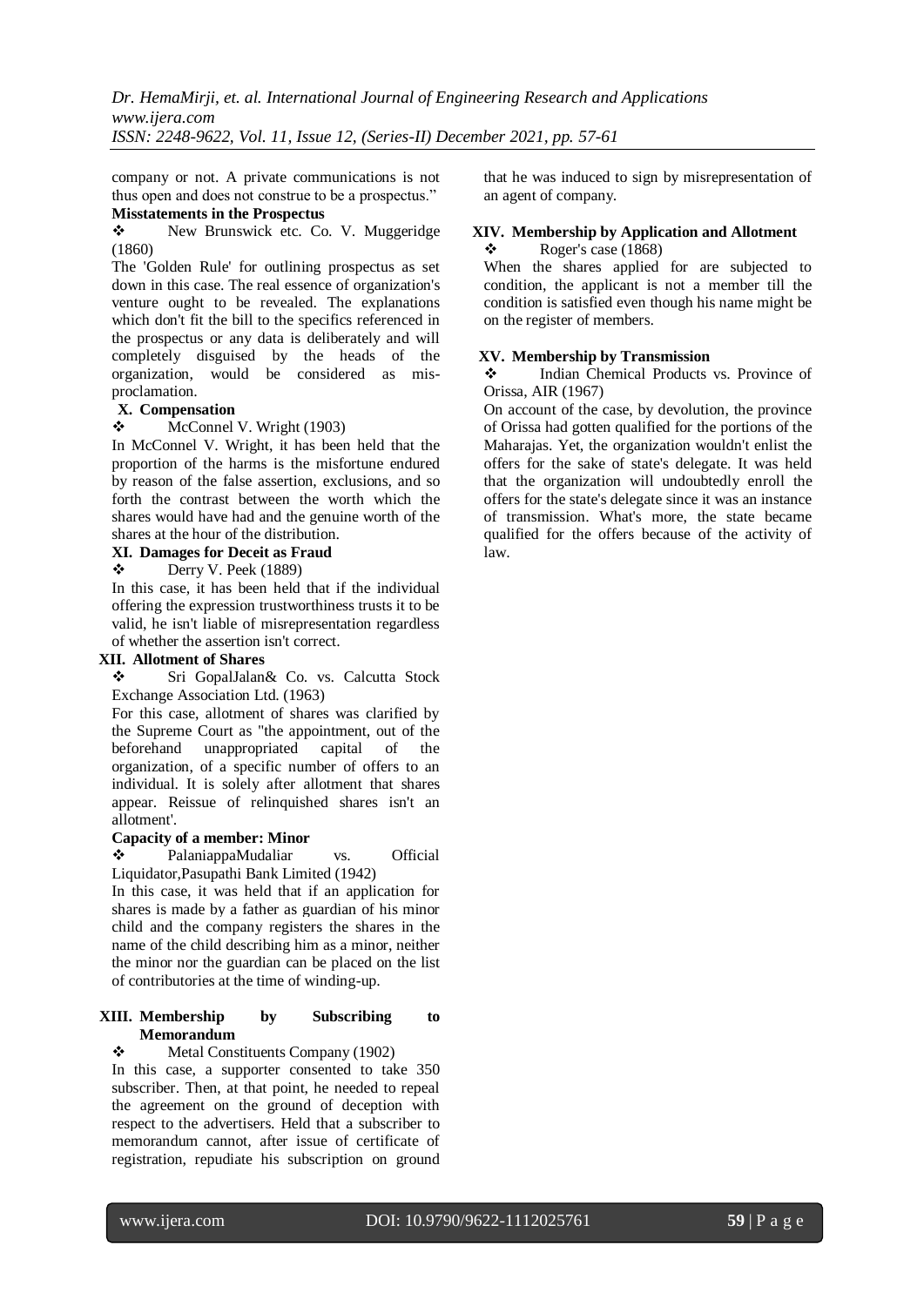company or not. A private communications is not thus open and does not construe to be a prospectus."

**Misstatements in the Prospectus**

- New Brunswick etc. Co. V. Muggeridge (1860)

The 'Golden Rule' for outlining prospectus as set down in this case. The real essence of organization's venture ought to be revealed. The explanations which don't fit the bill to the specifics referenced in the prospectus or any data is deliberately and will completely disguised by the heads of the organization, would be considered as mis-proclamation.

### X. Compensation

- McConnel V. Wright (1903)

In McConnel V. Wright, it has been held that the proportion of the harms is the misfortune endured by reason of the false assertion, exclusions, and so forth the contrast between the worth which the shares would have had and the genuine worth of the shares at the hour of the distribution.

### XI. Damages for Deceit as Fraud

- Derry V. Peek (1889)

In this case, it has been held that if the individual offering the expression trustworthiness trusts it to be valid, he isn't liable of misrepresentation regardless of whether the assertion isn't correct.

### XII. Allotment of Shares

- Sri GopalJalan& Co. vs. Calcutta Stock Exchange Association Ltd. (1963)

For this case, allotment of shares was clarified by the Supreme Court as "the appointment, out of the beforehand unappropriated capital of the organization, of a specific number of offers to an individual. It is solely after allotment that shares appear. Reissue of relinquished shares isn't an allotment'.

**Capacity of a member: Minor**

- PalaniappaMudaliar vs. Official Liquidator,Pasupathi Bank Limited (1942)

In this case, it was held that if an application for shares is made by a father as guardian of his minor child and the company registers the shares in the name of the child describing him as a minor, neither the minor nor the guardian can be placed on the list of contributories at the time of winding-up.

### XIII. Membership by Subscribing to Memorandum

- Metal Constituents Company (1902)

In this case, a supporter consented to take 350 subscriber. Then, at that point, he needed to repeal the agreement on the ground of deception with respect to the advertisers. Held that a subscriber to memorandum cannot, after issue of certificate of registration, repudiate his subscription on ground that he was induced to sign by misrepresentation of an agent of company.

### XIV. Membership by Application and Allotment

- Roger's case (1868)

When the shares applied for are subjected to condition, the applicant is not a member till the condition is satisfied even though his name might be on the register of members.

### XV. Membership by Transmission

- Indian Chemical Products vs. Province of Orissa, AIR (1967)

On account of the case, by devolution, the province of Orissa had gotten qualified for the portions of the Maharajas. Yet, the organization wouldn't enlist the offers for the sake of state's delegate. It was held that the organization will undoubtedly enroll the offers for the state's delegate since it was an instance of transmission. What's more, the state became qualified for the offers because of the activity of law.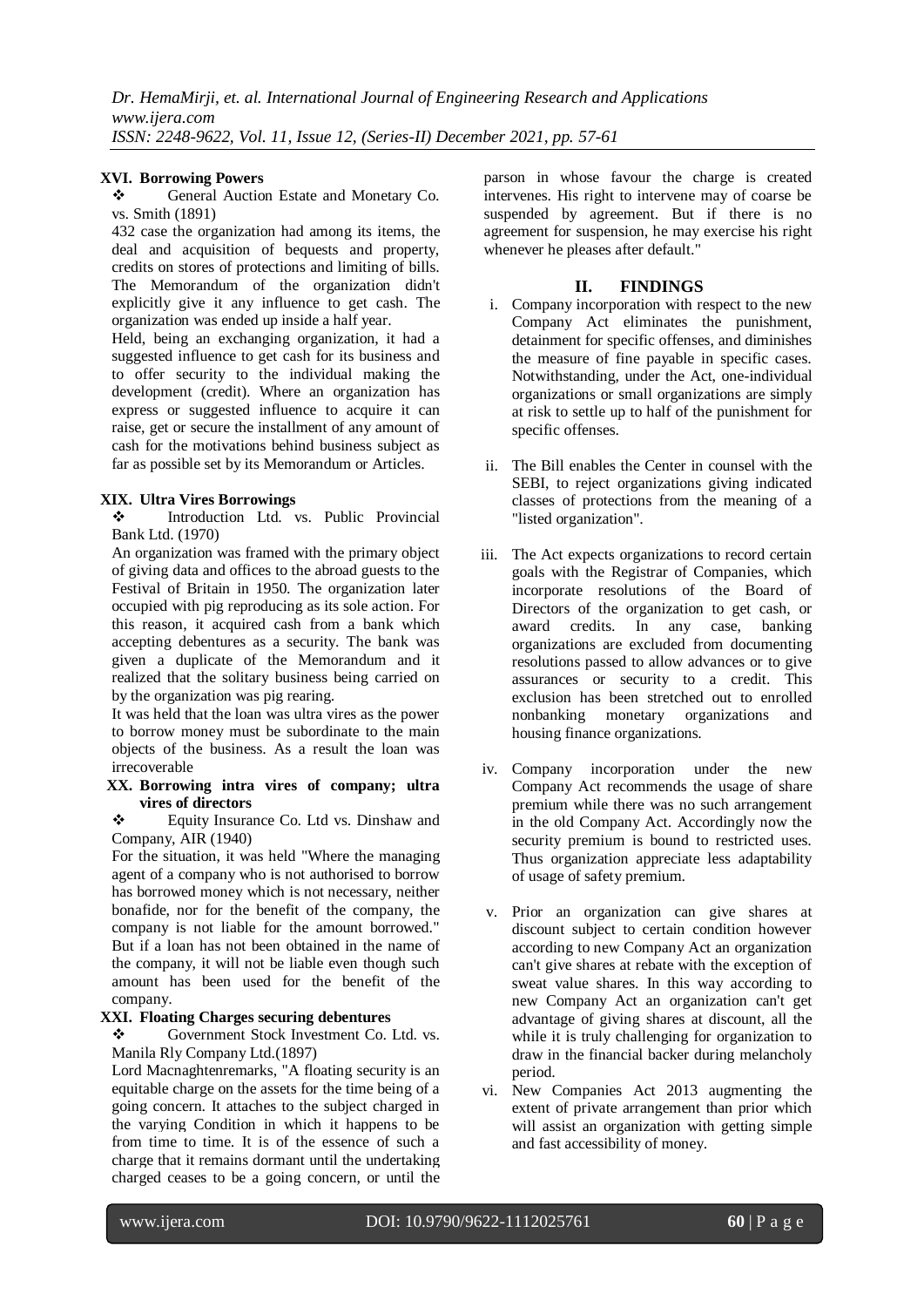### XVI. Borrowing Powers

❖ General Auction Estate and Monetary Co. vs. Smith (1891)

432 case the organization had among its items, the deal and acquisition of bequests and property, credits on stores of protections and limiting of bills. The Memorandum of the organization didn't explicitly give it any influence to get cash. The organization was ended up inside a half year.

Held, being an exchanging organization, it had a suggested influence to get cash for its business and to offer security to the individual making the development (credit). Where an organization has express or suggested influence to acquire it can raise, get or secure the installment of any amount of cash for the motivations behind business subject as far as possible set by its Memorandum or Articles.

### XIX. Ultra Vires Borrowings

❖ Introduction Ltd. vs. Public Provincial Bank Ltd. (1970)

An organization was framed with the primary object of giving data and offices to the abroad guests to the Festival of Britain in 1950. The organization later occupied with pig reproducing as its sole action. For this reason, it acquired cash from a bank which accepting debentures as a security. The bank was given a duplicate of the Memorandum and it realized that the solitary business being carried on by the organization was pig rearing.

It was held that the loan was ultra vires as the power to borrow money must be subordinate to the main objects of the business. As a result the loan was irrecoverable

### XX. Borrowing intra vires of company; ultra vires of directors

❖ Equity Insurance Co. Ltd vs. Dinshaw and Company, AIR (1940)

For the situation, it was held "Where the managing agent of a company who is not authorised to borrow has borrowed money which is not necessary, neither bonafide, nor for the benefit of the company, the company is not liable for the amount borrowed." But if a loan has not been obtained in the name of the company, it will not be liable even though such amount has been used for the benefit of the company.

### XXI. Floating Charges securing debentures

❖ Government Stock Investment Co. Ltd. vs. Manila Rly Company Ltd.(1897)

Lord Macnaghtenremarks, "A floating security is an equitable charge on the assets for the time being of a going concern. It attaches to the subject charged in the varying Condition in which it happens to be from time to time. It is of the essence of such a charge that it remains dormant until the undertaking charged ceases to be a going concern, or until the parson in whose favour the charge is created intervenes. His right to intervene may of coarse be suspended by agreement. But if there is no agreement for suspension, he may exercise his right whenever he pleases after default."

## II. FINDINGS

i. Company incorporation with respect to the new Company Act eliminates the punishment, detainment for specific offenses, and diminishes the measure of fine payable in specific cases. Notwithstanding, under the Act, one-individual organizations or small organizations are simply at risk to settle up to half of the punishment for specific offenses.

ii. The Bill enables the Center in counsel with the SEBI, to reject organizations giving indicated classes of protections from the meaning of a "listed organization".

iii. The Act expects organizations to record certain goals with the Registrar of Companies, which incorporate resolutions of the Board of Directors of the organization to get cash, or award credits. In any case, banking organizations are excluded from documenting resolutions passed to allow advances or to give assurances or security to a credit. This exclusion has been stretched out to enrolled nonbanking monetary organizations and housing finance organizations.

iv. Company incorporation under the new Company Act recommends the usage of share premium while there was no such arrangement in the old Company Act. Accordingly now the security premium is bound to restricted uses. Thus organization appreciate less adaptability of usage of safety premium.

v. Prior an organization can give shares at discount subject to certain condition however according to new Company Act an organization can't give shares at rebate with the exception of sweat value shares. In this way according to new Company Act an organization can't get advantage of giving shares at discount, all the while it is truly challenging for organization to draw in the financial backer during melancholy period.

vi. New Companies Act 2013 augmenting the extent of private arrangement than prior which will assist an organization with getting simple and fast accessibility of money.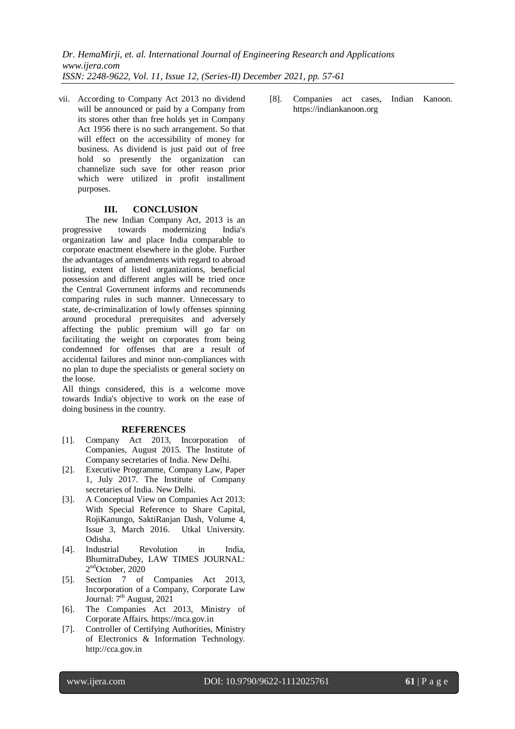vii. According to Company Act 2013 no dividend will be announced or paid by a Company from its stores other than free holds yet in Company Act 1956 there is no such arrangement. So that will effect on the accessibility of money for business. As dividend is just paid out of free hold so presently the organization can channelize such save for other reason prior which were utilized in profit installment purposes.

## III. CONCLUSION

The new Indian Company Act, 2013 is an progressive towards modernizing India's organization law and place India comparable to corporate enactment elsewhere in the globe. Further the advantages of amendments with regard to abroad listing, extent of listed organizations, beneficial possession and different angles will be tried once the Central Government informs and recommends comparing rules in such manner. Unnecessary to state, de-criminalization of lowly offenses spinning around procedural prerequisites and adversely affecting the public premium will go far on facilitating the weight on corporates from being condemned for offenses that are a result of accidental failures and minor non-compliances with no plan to dupe the specialists or general society on the loose.

All things considered, this is a welcome move towards India's objective to work on the ease of doing business in the country.

## REFERENCES

[1]. Company Act 2013, Incorporation of Companies, August 2015. The Institute of Company secretaries of India. New Delhi.

[2]. Executive Programme, Company Law, Paper 1, July 2017. The Institute of Company secretaries of India. New Delhi.

[3]. A Conceptual View on Companies Act 2013: With Special Reference to Share Capital, RojiKanungo, SaktiRanjan Dash, Volume 4, Issue 3, March 2016. Utkal University. Odisha.

[4]. Industrial Revolution in India, BhumitraDubey, LAW TIMES JOURNAL: 2nd October, 2020

[5]. Section 7 of Companies Act 2013, Incorporation of a Company, Corporate Law Journal: 7th August, 2021

[6]. The Companies Act 2013, Ministry of Corporate Affairs. https://mca.gov.in

[7]. Controller of Certifying Authorities, Ministry of Electronics & Information Technology. http://cca.gov.in

[8]. Companies act cases, Indian Kanoon. https://indiankanoon.org